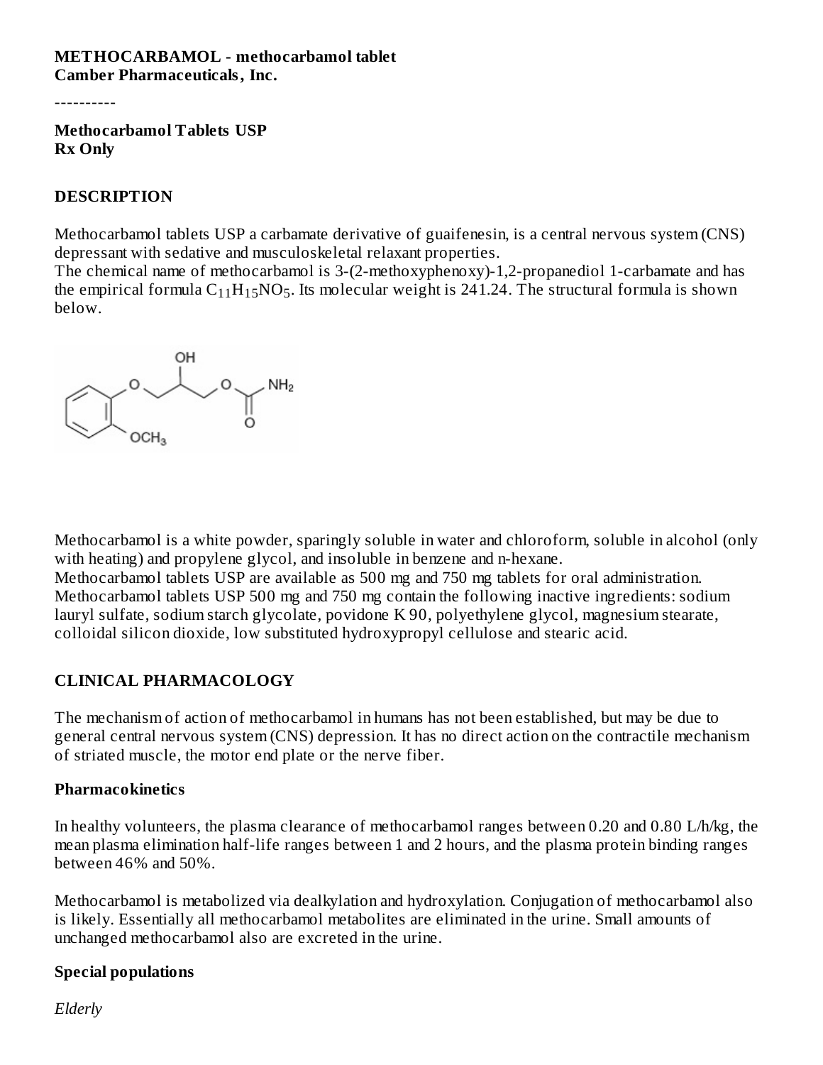**METHOCARBAMOL - methocarbamol tablet**
**Camber Pharmaceuticals, Inc.**

----------

**Methocarbamol Tablets USP**
**Rx Only**

## DESCRIPTION

Methocarbamol tablets USP a carbamate derivative of guaifenesin, is a central nervous system (CNS) depressant with sedative and musculoskeletal relaxant properties.
The chemical name of methocarbamol is 3-(2-methoxyphenoxy)-1,2-propanediol 1-carbamate and has the empirical formula $C_{11}H_{15}NO_5$. Its molecular weight is 241.24. The structural formula is shown below.

Methocarbamol is a white powder, sparingly soluble in water and chloroform, soluble in alcohol (only with heating) and propylene glycol, and insoluble in benzene and n-hexane.
Methocarbamol tablets USP are available as 500 mg and 750 mg tablets for oral administration.
Methocarbamol tablets USP 500 mg and 750 mg contain the following inactive ingredients: sodium lauryl sulfate, sodium starch glycolate, povidone K 90, polyethylene glycol, magnesium stearate, colloidal silicon dioxide, low substituted hydroxypropyl cellulose and stearic acid.

## CLINICAL PHARMACOLOGY

The mechanism of action of methocarbamol in humans has not been established, but may be due to general central nervous system (CNS) depression. It has no direct action on the contractile mechanism of striated muscle, the motor end plate or the nerve fiber.

### Pharmacokinetics

In healthy volunteers, the plasma clearance of methocarbamol ranges between 0.20 and 0.80 L/h/kg, the mean plasma elimination half-life ranges between 1 and 2 hours, and the plasma protein binding ranges between 46% and 50%.

Methocarbamol is metabolized via dealkylation and hydroxylation. Conjugation of methocarbamol also is likely. Essentially all methocarbamol metabolites are eliminated in the urine. Small amounts of unchanged methocarbamol also are excreted in the urine.

### Special populations

*Elderly*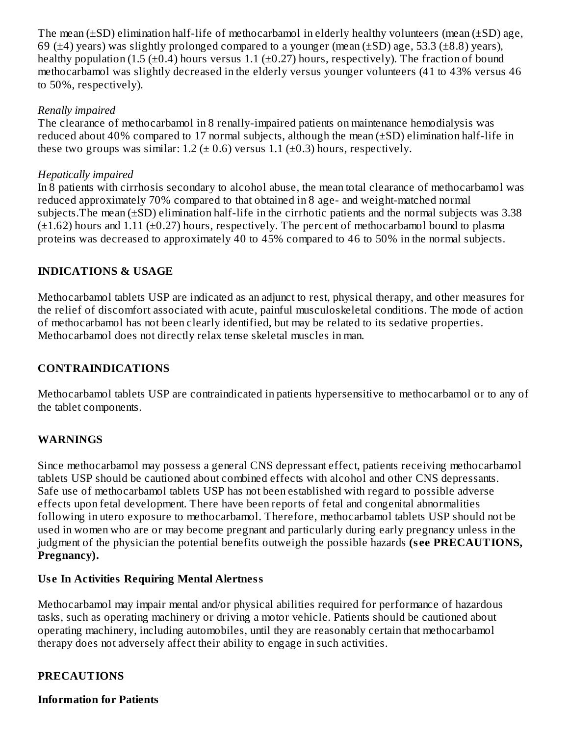The mean (±SD) elimination half-life of methocarbamol in elderly healthy volunteers (mean (±SD) age, 69 (±4) years) was slightly prolonged compared to a younger (mean (±SD) age, 53.3 (±8.8) years), healthy population (1.5 (±0.4) hours versus 1.1 (±0.27) hours, respectively). The fraction of bound methocarbamol was slightly decreased in the elderly versus younger volunteers (41 to 43% versus 46 to 50%, respectively).

*Renally impaired*

The clearance of methocarbamol in 8 renally-impaired patients on maintenance hemodialysis was reduced about 40% compared to 17 normal subjects, although the mean (±SD) elimination half-life in these two groups was similar: 1.2 (± 0.6) versus 1.1 (±0.3) hours, respectively.

*Hepatically impaired*

In 8 patients with cirrhosis secondary to alcohol abuse, the mean total clearance of methocarbamol was reduced approximately 70% compared to that obtained in 8 age- and weight-matched normal subjects.The mean (±SD) elimination half-life in the cirrhotic patients and the normal subjects was 3.38 (±1.62) hours and 1.11 (±0.27) hours, respectively. The percent of methocarbamol bound to plasma proteins was decreased to approximately 40 to 45% compared to 46 to 50% in the normal subjects.

## INDICATIONS & USAGE

Methocarbamol tablets USP are indicated as an adjunct to rest, physical therapy, and other measures for the relief of discomfort associated with acute, painful musculoskeletal conditions. The mode of action of methocarbamol has not been clearly identified, but may be related to its sedative properties. Methocarbamol does not directly relax tense skeletal muscles in man.

## CONTRAINDICATIONS

Methocarbamol tablets USP are contraindicated in patients hypersensitive to methocarbamol or to any of the tablet components.

## WARNINGS

Since methocarbamol may possess a general CNS depressant effect, patients receiving methocarbamol tablets USP should be cautioned about combined effects with alcohol and other CNS depressants. Safe use of methocarbamol tablets USP has not been established with regard to possible adverse effects upon fetal development. There have been reports of fetal and congenital abnormalities following in utero exposure to methocarbamol. Therefore, methocarbamol tablets USP should not be used in women who are or may become pregnant and particularly during early pregnancy unless in the judgment of the physician the potential benefits outweigh the possible hazards **(see PRECAUTIONS, Pregnancy).**

### Use In Activities Requiring Mental Alertness

Methocarbamol may impair mental and/or physical abilities required for performance of hazardous tasks, such as operating machinery or driving a motor vehicle. Patients should be cautioned about operating machinery, including automobiles, until they are reasonably certain that methocarbamol therapy does not adversely affect their ability to engage in such activities.

## PRECAUTIONS

### Information for Patients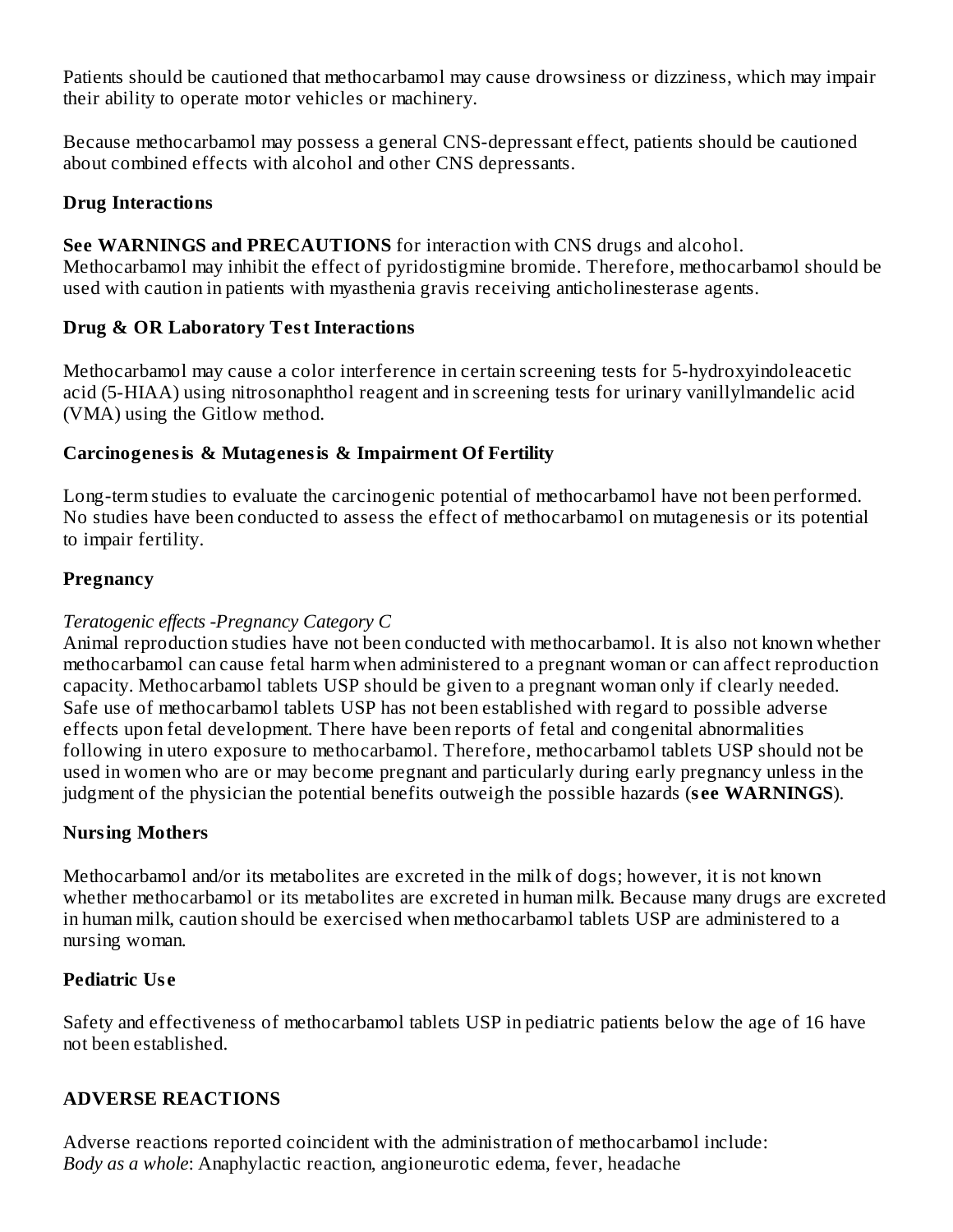Patients should be cautioned that methocarbamol may cause drowsiness or dizziness, which may impair their ability to operate motor vehicles or machinery.

Because methocarbamol may possess a general CNS-depressant effect, patients should be cautioned about combined effects with alcohol and other CNS depressants.

### Drug Interactions

**See WARNINGS and PRECAUTIONS** for interaction with CNS drugs and alcohol.
Methocarbamol may inhibit the effect of pyridostigmine bromide. Therefore, methocarbamol should be used with caution in patients with myasthenia gravis receiving anticholinesterase agents.

### Drug & OR Laboratory Test Interactions

Methocarbamol may cause a color interference in certain screening tests for 5-hydroxyindoleacetic acid (5-HIAA) using nitrosonaphthol reagent and in screening tests for urinary vanillylmandelic acid (VMA) using the Gitlow method.

### Carcinogenesis & Mutagenesis & Impairment Of Fertility

Long-term studies to evaluate the carcinogenic potential of methocarbamol have not been performed. No studies have been conducted to assess the effect of methocarbamol on mutagenesis or its potential to impair fertility.

### Pregnancy

*Teratogenic effects -Pregnancy Category C*
Animal reproduction studies have not been conducted with methocarbamol. It is also not known whether methocarbamol can cause fetal harm when administered to a pregnant woman or can affect reproduction capacity. Methocarbamol tablets USP should be given to a pregnant woman only if clearly needed. Safe use of methocarbamol tablets USP has not been established with regard to possible adverse effects upon fetal development. There have been reports of fetal and congenital abnormalities following in utero exposure to methocarbamol. Therefore, methocarbamol tablets USP should not be used in women who are or may become pregnant and particularly during early pregnancy unless in the judgment of the physician the potential benefits outweigh the possible hazards (**see WARNINGS**).

### Nursing Mothers

Methocarbamol and/or its metabolites are excreted in the milk of dogs; however, it is not known whether methocarbamol or its metabolites are excreted in human milk. Because many drugs are excreted in human milk, caution should be exercised when methocarbamol tablets USP are administered to a nursing woman.

### Pediatric Use

Safety and effectiveness of methocarbamol tablets USP in pediatric patients below the age of 16 have not been established.

## ADVERSE REACTIONS

Adverse reactions reported coincident with the administration of methocarbamol include:
*Body as a whole*: Anaphylactic reaction, angioneurotic edema, fever, headache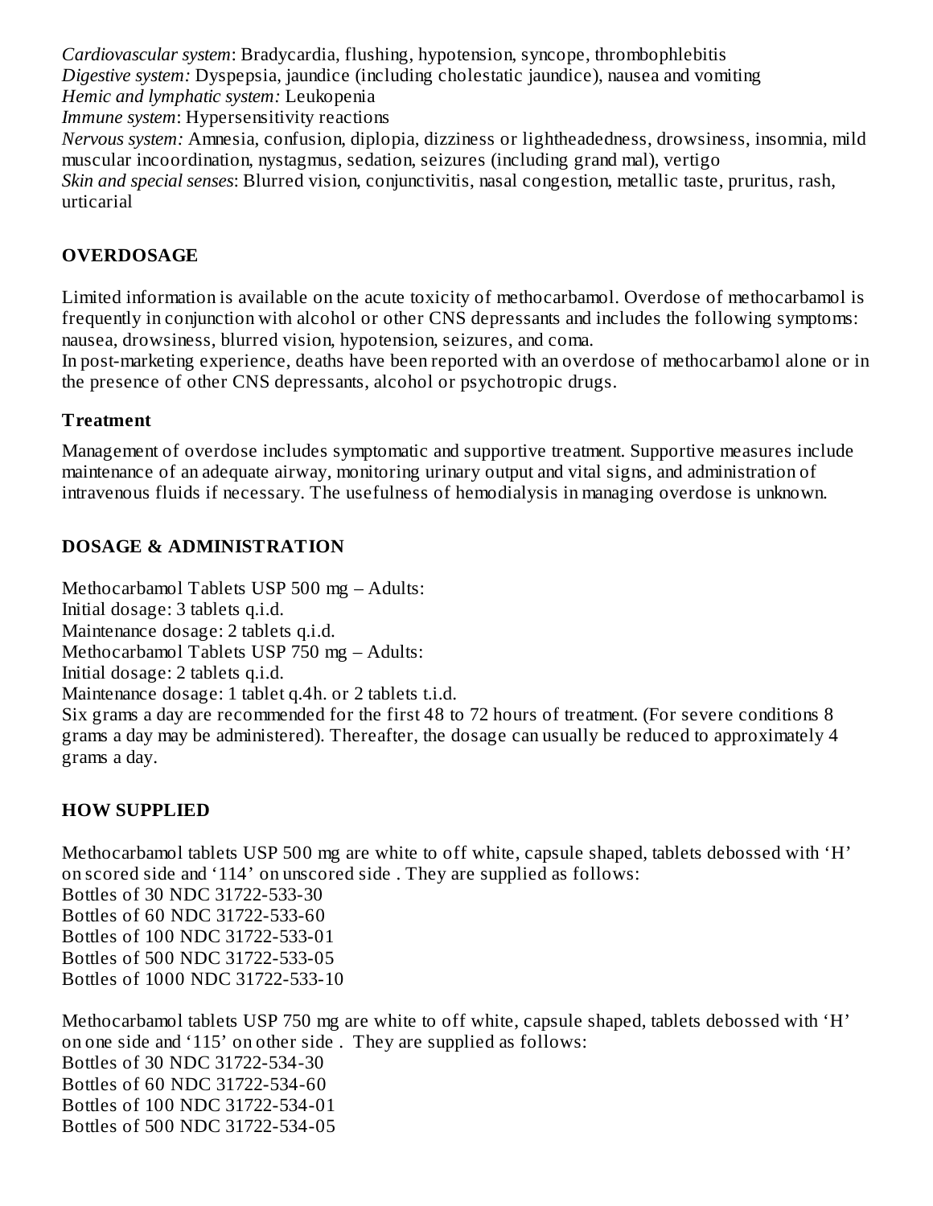*Cardiovascular system*: Bradycardia, flushing, hypotension, syncope, thrombophlebitis
*Digestive system:* Dyspepsia, jaundice (including cholestatic jaundice), nausea and vomiting
*Hemic and lymphatic system:* Leukopenia
*Immune system*: Hypersensitivity reactions
*Nervous system:* Amnesia, confusion, diplopia, dizziness or lightheadedness, drowsiness, insomnia, mild muscular incoordination, nystagmus, sedation, seizures (including grand mal), vertigo
*Skin and special senses*: Blurred vision, conjunctivitis, nasal congestion, metallic taste, pruritus, rash, urticarial

## OVERDOSAGE

Limited information is available on the acute toxicity of methocarbamol. Overdose of methocarbamol is frequently in conjunction with alcohol or other CNS depressants and includes the following symptoms: nausea, drowsiness, blurred vision, hypotension, seizures, and coma.
In post-marketing experience, deaths have been reported with an overdose of methocarbamol alone or in the presence of other CNS depressants, alcohol or psychotropic drugs.

### Treatment

Management of overdose includes symptomatic and supportive treatment. Supportive measures include maintenance of an adequate airway, monitoring urinary output and vital signs, and administration of intravenous fluids if necessary. The usefulness of hemodialysis in managing overdose is unknown.

## DOSAGE & ADMINISTRATION

Methocarbamol Tablets USP 500 mg – Adults:
Initial dosage: 3 tablets q.i.d.
Maintenance dosage: 2 tablets q.i.d.
Methocarbamol Tablets USP 750 mg – Adults:
Initial dosage: 2 tablets q.i.d.
Maintenance dosage: 1 tablet q.4h. or 2 tablets t.i.d.
Six grams a day are recommended for the first 48 to 72 hours of treatment. (For severe conditions 8 grams a day may be administered). Thereafter, the dosage can usually be reduced to approximately 4 grams a day.

## HOW SUPPLIED

Methocarbamol tablets USP 500 mg are white to off white, capsule shaped, tablets debossed with 'H' on scored side and '114' on unscored side . They are supplied as follows:
Bottles of 30 NDC 31722-533-30
Bottles of 60 NDC 31722-533-60
Bottles of 100 NDC 31722-533-01
Bottles of 500 NDC 31722-533-05
Bottles of 1000 NDC 31722-533-10

Methocarbamol tablets USP 750 mg are white to off white, capsule shaped, tablets debossed with 'H' on one side and '115' on other side . They are supplied as follows:
Bottles of 30 NDC 31722-534-30
Bottles of 60 NDC 31722-534-60
Bottles of 100 NDC 31722-534-01
Bottles of 500 NDC 31722-534-05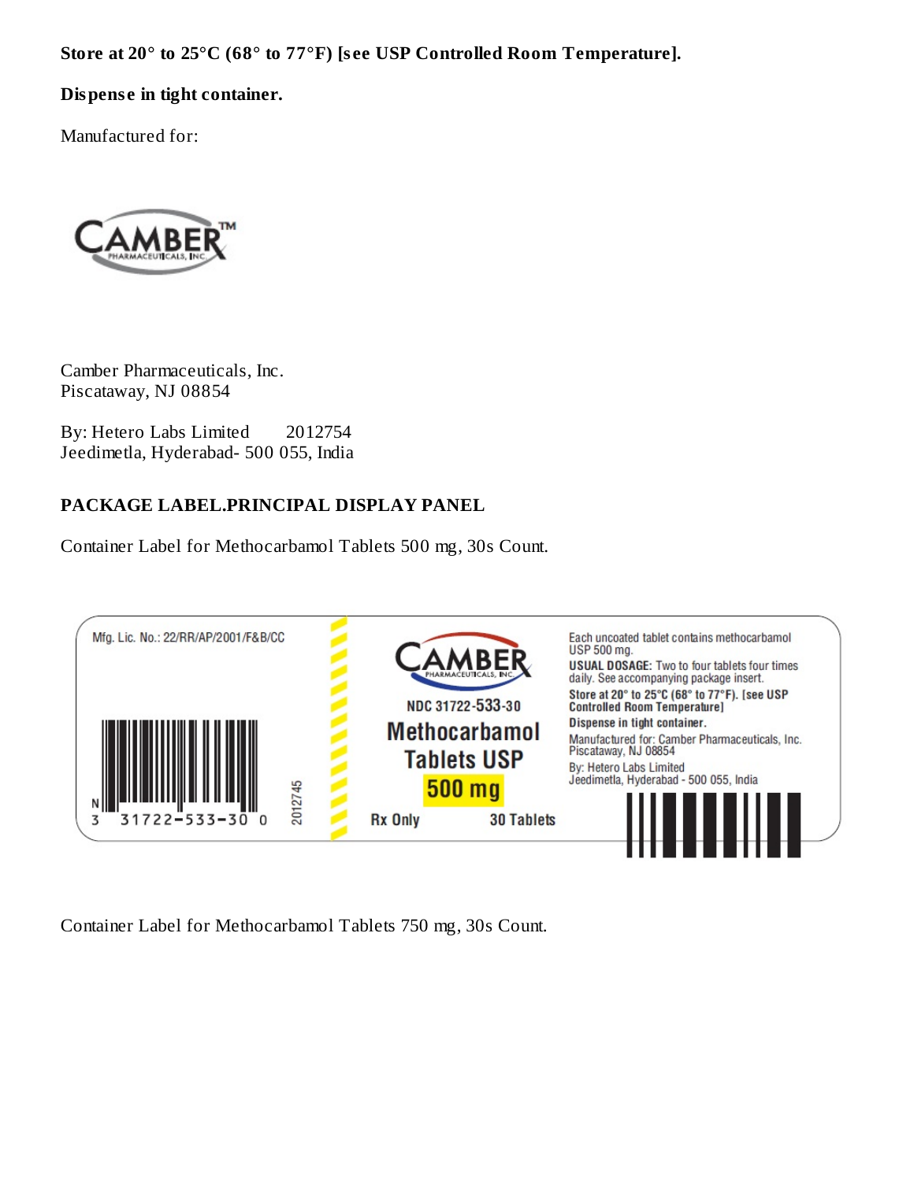**Store at 20° to 25°C (68° to 77°F) [see USP Controlled Room Temperature].**

**Dispense in tight container.**

Manufactured for:

CAMBER™ PHARMACEUTICALS, INC.

Camber Pharmaceuticals, Inc.
Piscataway, NJ 08854

By: Hetero Labs Limited 2012754
Jeedimetla, Hyderabad- 500 055, India

## PACKAGE LABEL.PRINCIPAL DISPLAY PANEL

Container Label for Methocarbamol Tablets 500 mg, 30s Count.

Mfg. Lic. No.: 22/RR/AP/2001/F&B/CC

N 3 31722-533-30 0

2012745

CAMBER PHARMACEUTICALS, INC.

NDC 31722-533-30

**Methocarbamol Tablets USP**

**500 mg**

Rx Only 30 Tablets

Each uncoated tablet contains methocarbamol USP 500 mg.

**USUAL DOSAGE:** Two to four tablets four times daily. See accompanying package insert.

**Store at 20° to 25°C (68° to 77°F). [see USP Controlled Room Temperature]**

**Dispense in tight container.**

Manufactured for: Camber Pharmaceuticals, Inc.
Piscataway, NJ 08854

By: Hetero Labs Limited
Jeedimetla, Hyderabad - 500 055, India

Container Label for Methocarbamol Tablets 750 mg, 30s Count.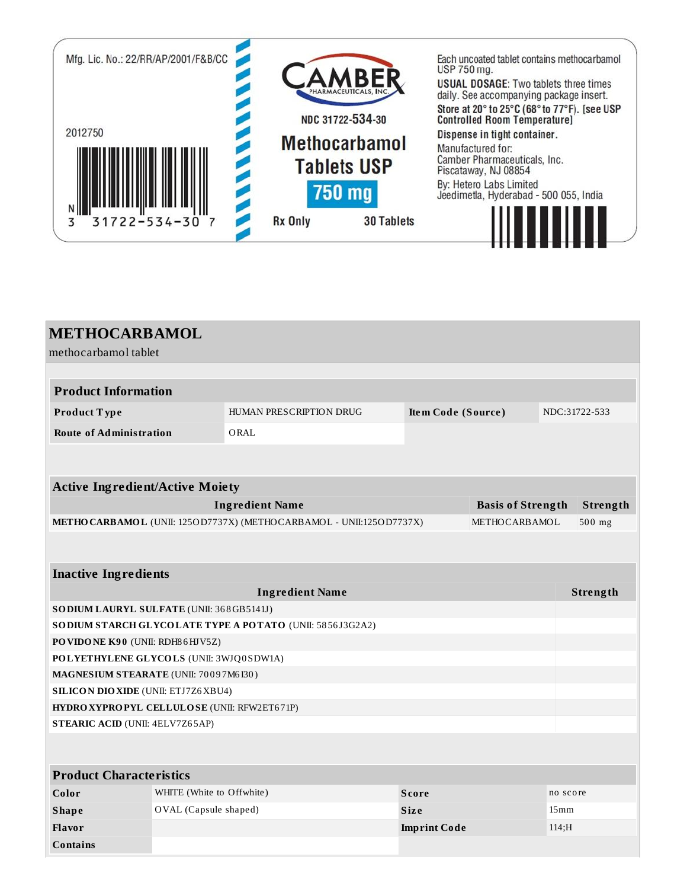Mfg. Lic. No.: 22/RR/AP/2001/F&B/CC

2012750

N
3 31722-534-30 7

CAMBER PHARMACEUTICALS, INC.

NDC 31722-534-30

**Methocarbamol Tablets USP**

**750 mg**

Rx Only 30 Tablets

Each uncoated tablet contains methocarbamol USP 750 mg.

**USUAL DOSAGE**: Two tablets three times daily. See accompanying package insert.

**Store at 20° to 25°C (68° to 77°F). [see USP Controlled Room Temperature]**

**Dispense in tight container.**

Manufactured for:
Camber Pharmaceuticals, Inc.
Piscataway, NJ 08854

By: Hetero Labs Limited
Jeedimetla, Hyderabad - 500 055, India

# METHOCARBAMOL

methocarbamol tablet

| Product Information | | | |
|---|---|---|---|
| **Product Type** | HUMAN PRESCRIPTION DRUG | **Item Code (Source)** | NDC:31722-533 |
| **Route of Administration** | ORAL | | |

| Active Ingredient/Active Moiety | | |
|---|---|---|
| **Ingredient Name** | **Basis of Strength** | **Strength** |
| **METHOCARBAMOL** (UNII: 125OD7737X) (METHOCARBAMOL - UNII:125OD7737X) | METHOCARBAMOL | 500 mg |

| Inactive Ingredients | |
|---|---|
| **Ingredient Name** | **Strength** |
| **SODIUM LAURYL SULFATE** (UNII: 368GB5141J) | |
| **SODIUM STARCH GLYCOLATE TYPE A POTATO** (UNII: 5856J3G2A2) | |
| **POVIDONE K90** (UNII: RDH86HJV5Z) | |
| **POLYETHYLENE GLYCOLS** (UNII: 3WJQ0SDW1A) | |
| **MAGNESIUM STEARATE** (UNII: 70097M6I30) | |
| **SILICON DIOXIDE** (UNII: ETJ7Z6XBU4) | |
| **HYDROXYPROPYL CELLULOSE** (UNII: RFW2ET671P) | |
| **STEARIC ACID** (UNII: 4ELV7Z65AP) | |

| Product Characteristics | | | |
|---|---|---|---|
| **Color** | WHITE (White to Offwhite) | **Score** | no score |
| **Shape** | OVAL (Capsule shaped) | **Size** | 15mm |
| **Flavor** | | **Imprint Code** | 114;H |
| **Contains** | | | |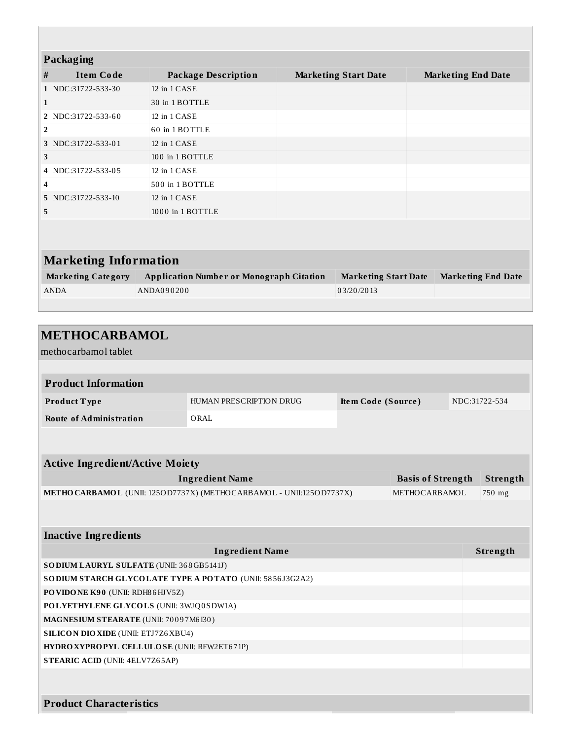### Packaging

| # | Item Code | Package Description | Marketing Start Date | Marketing End Date |
|---|---|---|---|---|
| 1 | NDC:31722-533-30 | 12 in 1 CASE | | |
| 1 | | 30 in 1 BOTTLE | | |
| 2 | NDC:31722-533-60 | 12 in 1 CASE | | |
| 2 | | 60 in 1 BOTTLE | | |
| 3 | NDC:31722-533-01 | 12 in 1 CASE | | |
| 3 | | 100 in 1 BOTTLE | | |
| 4 | NDC:31722-533-05 | 12 in 1 CASE | | |
| 4 | | 500 in 1 BOTTLE | | |
| 5 | NDC:31722-533-10 | 12 in 1 CASE | | |
| 5 | | 1000 in 1 BOTTLE | | |

## Marketing Information

| Marketing Category | Application Number or Monograph Citation | Marketing Start Date | Marketing End Date |
|---|---|---|---|
| ANDA | ANDA090200 | 03/20/2013 | |

## METHOCARBAMOL

methocarbamol tablet

### Product Information

| | | | |
|---|---|---|---|
| **Product Type** | HUMAN PRESCRIPTION DRUG | **Item Code (Source)** | NDC:31722-534 |
| **Route of Administration** | ORAL | | |

### Active Ingredient/Active Moiety

| Ingredient Name | Basis of Strength | Strength |
|---|---|---|
| **METHOCARBAMOL** (UNII: 125OD7737X) (METHOCARBAMOL - UNII:125OD7737X) | METHOCARBAMOL | 750 mg |

### Inactive Ingredients

| Ingredient Name | Strength |
|---|---|
| **SODIUM LAURYL SULFATE** (UNII: 368GB5141J) | |
| **SODIUM STARCH GLYCOLATE TYPE A POTATO** (UNII: 5856J3G2A2) | |
| **POVIDONE K90** (UNII: RDH86HJV5Z) | |
| **POLYETHYLENE GLYCOLS** (UNII: 3WJQ0SDW1A) | |
| **MAGNESIUM STEARATE** (UNII: 70097M6I30) | |
| **SILICON DIOXIDE** (UNII: ETJ7Z6XBU4) | |
| **HYDROXYPROPYL CELLULOSE** (UNII: RFW2ET671P) | |
| **STEARIC ACID** (UNII: 4ELV7Z65AP) | |

### Product Characteristics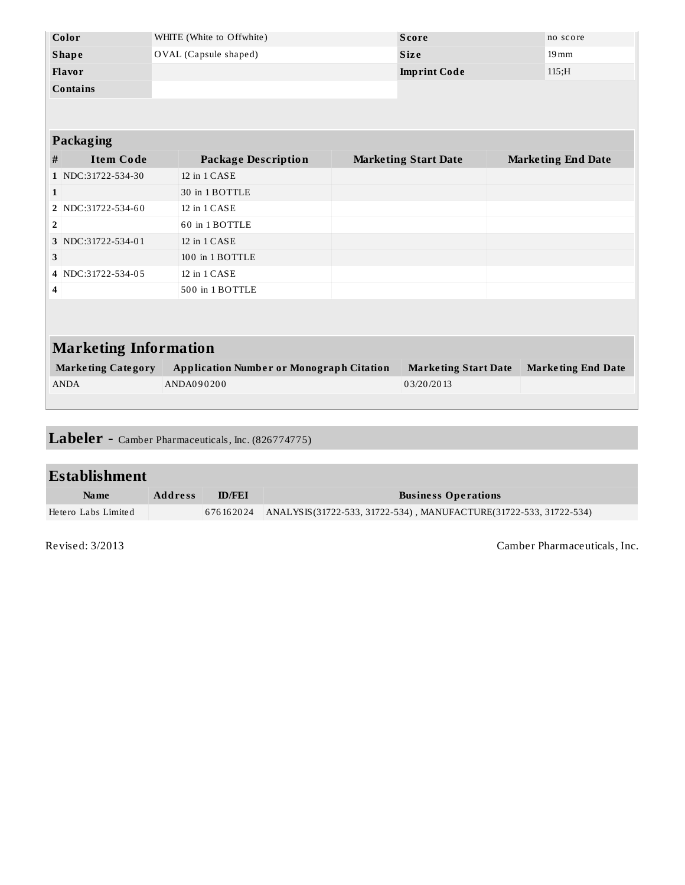| | | | |
|---|---|---|---|
| **Color** | WHITE (White to Offwhite) | **Score** | no score |
| **Shape** | OVAL (Capsule shaped) | **Size** | 19mm |
| **Flavor** | | **Imprint Code** | 115;H |
| **Contains** | | | |

## Packaging

| # | Item Code | Package Description | Marketing Start Date | Marketing End Date |
|---|---|---|---|---|
| 1 | NDC:31722-534-30 | 12 in 1 CASE | | |
| 1 | | 30 in 1 BOTTLE | | |
| 2 | NDC:31722-534-60 | 12 in 1 CASE | | |
| 2 | | 60 in 1 BOTTLE | | |
| 3 | NDC:31722-534-01 | 12 in 1 CASE | | |
| 3 | | 100 in 1 BOTTLE | | |
| 4 | NDC:31722-534-05 | 12 in 1 CASE | | |
| 4 | | 500 in 1 BOTTLE | | |

## Marketing Information

| Marketing Category | Application Number or Monograph Citation | Marketing Start Date | Marketing End Date |
|---|---|---|---|
| ANDA | ANDA090200 | 03/20/2013 | |

## Labeler - Camber Pharmaceuticals, Inc. (826774775)

## Establishment

| Name | Address | ID/FEI | Business Operations |
|---|---|---|---|
| Hetero Labs Limited | | 676162024 | ANALYSIS(31722-533, 31722-534) , MANUFACTURE(31722-533, 31722-534) |

Revised: 3/2013

Camber Pharmaceuticals, Inc.